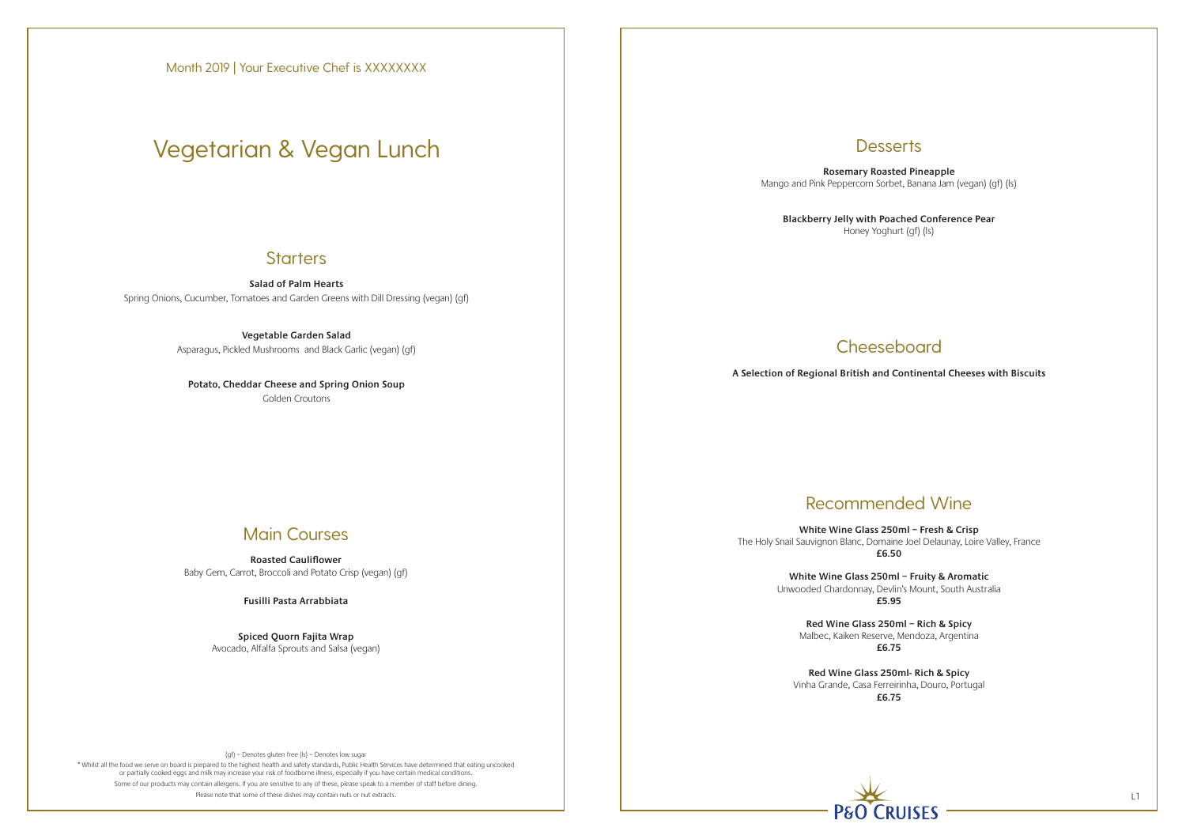Month 2019 | Your Executive Chef is XXXXXXXX

# Vegetarian & Vegan Lunch

## Starters

**Salad of Palm Hearts**
Spring Onions, Cucumber, Tomatoes and Garden Greens with Dill Dressing (vegan) (gf)

**Vegetable Garden Salad**
Asparagus, Pickled Mushrooms and Black Garlic (vegan) (gf)

**Potato, Cheddar Cheese and Spring Onion Soup**
Golden Croutons

## Main Courses

**Roasted Cauliflower**
Baby Gem, Carrot, Broccoli and Potato Crisp (vegan) (gf)

**Fusilli Pasta Arrabbiata**

**Spiced Quorn Fajita Wrap**
Avocado, Alfalfa Sprouts and Salsa (vegan)

(gf) – Denotes gluten free (ls) – Denotes low sugar

* Whilst all the food we serve on board is prepared to the highest health and safety standards, Public Health Services have determined that eating uncooked or partially cooked eggs and milk may increase your risk of foodborne illness, especially if you have certain medical conditions.

Some of our products may contain allergens. If you are sensitive to any of these, please speak to a member of staff before dining.

Please note that some of these dishes may contain nuts or nut extracts.

## Desserts

**Rosemary Roasted Pineapple**
Mango and Pink Peppercorn Sorbet, Banana Jam (vegan) (gf) (ls)

**Blackberry Jelly with Poached Conference Pear**
Honey Yoghurt (gf) (ls)

## Cheeseboard

**A Selection of Regional British and Continental Cheeses with Biscuits**

## Recommended Wine

**White Wine Glass 250ml – Fresh & Crisp**
The Holy Snail Sauvignon Blanc, Domaine Joel Delaunay, Loire Valley, France
**£6.50**

**White Wine Glass 250ml – Fruity & Aromatic**
Unwooded Chardonnay, Devlin's Mount, South Australia
**£5.95**

**Red Wine Glass 250ml – Rich & Spicy**
Malbec, Kaiken Reserve, Mendoza, Argentina
**£6.75**

**Red Wine Glass 250ml- Rich & Spicy**
Vinha Grande, Casa Ferreirinha, Douro, Portugal
**£6.75**

P&O CRUISES

L1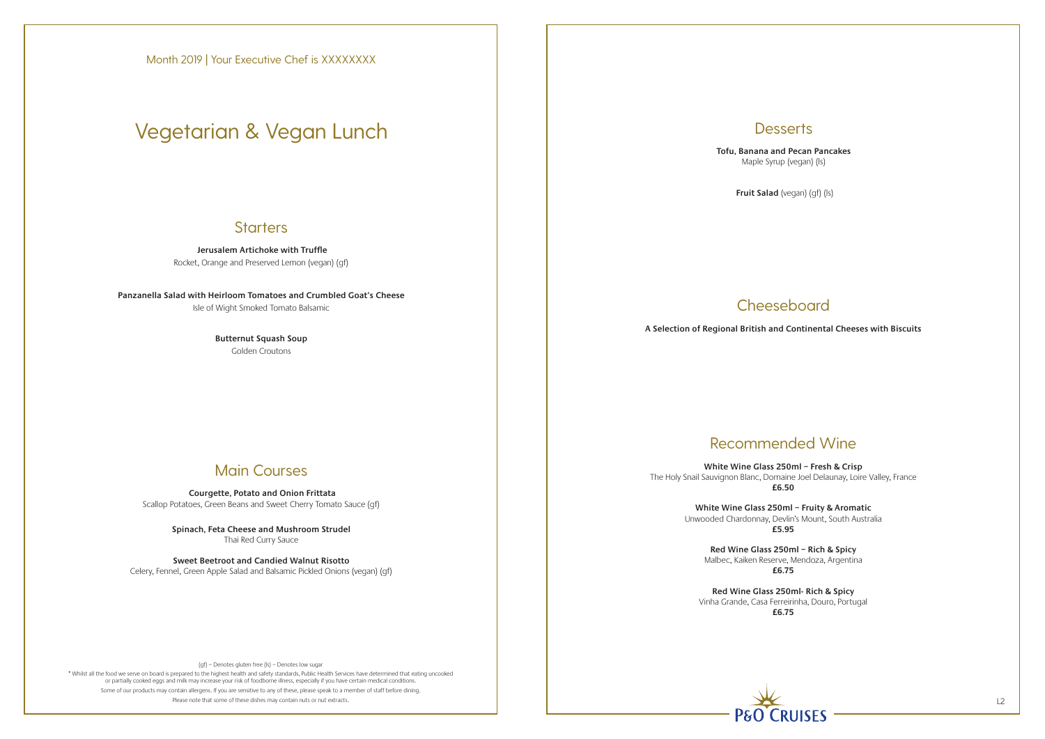Month 2019 | Your Executive Chef is XXXXXXXX

# Vegetarian & Vegan Lunch

## Starters

**Jerusalem Artichoke with Truffle**
Rocket, Orange and Preserved Lemon (vegan) (gf)

**Panzanella Salad with Heirloom Tomatoes and Crumbled Goat's Cheese**
Isle of Wight Smoked Tomato Balsamic

**Butternut Squash Soup**
Golden Croutons

## Main Courses

**Courgette, Potato and Onion Frittata**
Scallop Potatoes, Green Beans and Sweet Cherry Tomato Sauce (gf)

**Spinach, Feta Cheese and Mushroom Strudel**
Thai Red Curry Sauce

**Sweet Beetroot and Candied Walnut Risotto**
Celery, Fennel, Green Apple Salad and Balsamic Pickled Onions (vegan) (gf)

(gf) – Denotes gluten free (ls) – Denotes low sugar

* Whilst all the food we serve on board is prepared to the highest health and safety standards, Public Health Services have determined that eating uncooked or partially cooked eggs and milk may increase your risk of foodborne illness, especially if you have certain medical conditions.

Some of our products may contain allergens. If you are sensitive to any of these, please speak to a member of staff before dining.

Please note that some of these dishes may contain nuts or nut extracts.

## Desserts

**Tofu, Banana and Pecan Pancakes**
Maple Syrup (vegan) (ls)

**Fruit Salad** (vegan) (gf) (ls)

## Cheeseboard

**A Selection of Regional British and Continental Cheeses with Biscuits**

## Recommended Wine

**White Wine Glass 250ml – Fresh & Crisp**
The Holy Snail Sauvignon Blanc, Domaine Joel Delaunay, Loire Valley, France
**£6.50**

**White Wine Glass 250ml – Fruity & Aromatic**
Unwooded Chardonnay, Devlin's Mount, South Australia
**£5.95**

**Red Wine Glass 250ml – Rich & Spicy**
Malbec, Kaiken Reserve, Mendoza, Argentina
**£6.75**

**Red Wine Glass 250ml- Rich & Spicy**
Vinha Grande, Casa Ferreirinha, Douro, Portugal
**£6.75**

P&O CRUISES

L2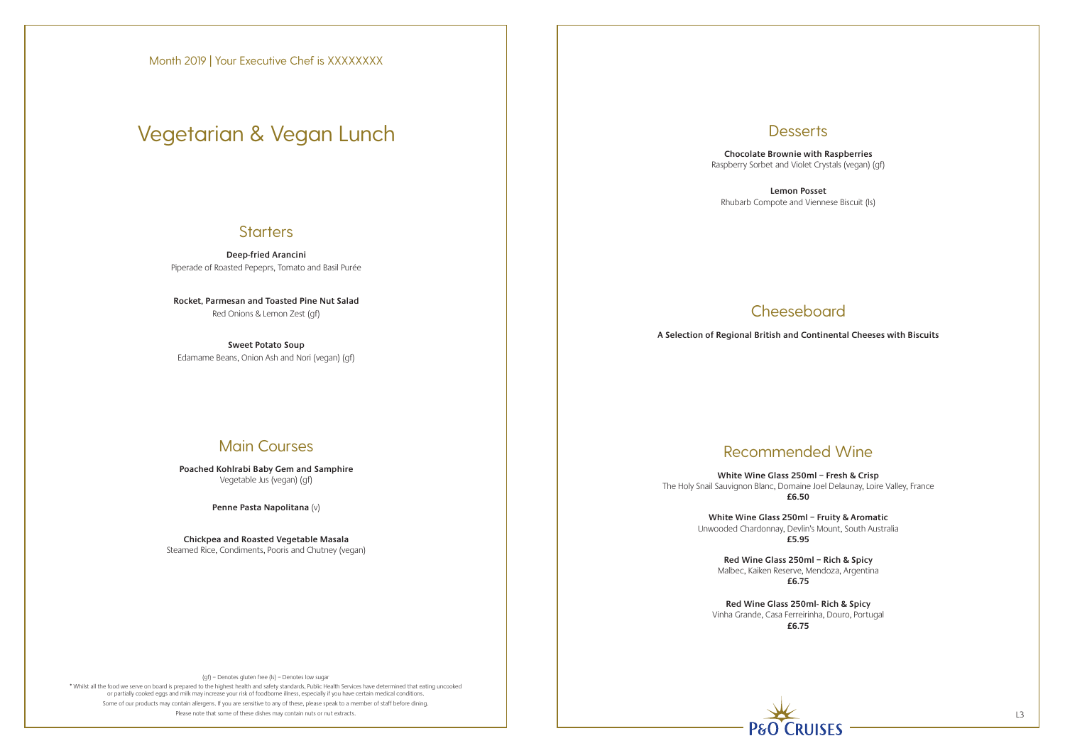Month 2019 | Your Executive Chef is XXXXXXXX

# Vegetarian & Vegan Lunch

## Starters

**Deep-fried Arancini**
Piperade of Roasted Pepeprs, Tomato and Basil Purée

**Rocket, Parmesan and Toasted Pine Nut Salad**
Red Onions & Lemon Zest (gf)

**Sweet Potato Soup**
Edamame Beans, Onion Ash and Nori (vegan) (gf)

## Main Courses

**Poached Kohlrabi Baby Gem and Samphire**
Vegetable Jus (vegan) (gf)

**Penne Pasta Napolitana** (v)

**Chickpea and Roasted Vegetable Masala**
Steamed Rice, Condiments, Pooris and Chutney (vegan)

(gf) – Denotes gluten free (ls) – Denotes low sugar

* Whilst all the food we serve on board is prepared to the highest health and safety standards, Public Health Services have determined that eating uncooked or partially cooked eggs and milk may increase your risk of foodborne illness, especially if you have certain medical conditions.

Some of our products may contain allergens. If you are sensitive to any of these, please speak to a member of staff before dining.

Please note that some of these dishes may contain nuts or nut extracts.

## Desserts

**Chocolate Brownie with Raspberries**
Raspberry Sorbet and Violet Crystals (vegan) (gf)

**Lemon Posset**
Rhubarb Compote and Viennese Biscuit (ls)

## Cheeseboard

**A Selection of Regional British and Continental Cheeses with Biscuits**

## Recommended Wine

**White Wine Glass 250ml – Fresh & Crisp**
The Holy Snail Sauvignon Blanc, Domaine Joel Delaunay, Loire Valley, France
**£6.50**

**White Wine Glass 250ml – Fruity & Aromatic**
Unwooded Chardonnay, Devlin's Mount, South Australia
**£5.95**

**Red Wine Glass 250ml – Rich & Spicy**
Malbec, Kaiken Reserve, Mendoza, Argentina
**£6.75**

**Red Wine Glass 250ml- Rich & Spicy**
Vinha Grande, Casa Ferreirinha, Douro, Portugal
**£6.75**

P&O CRUISES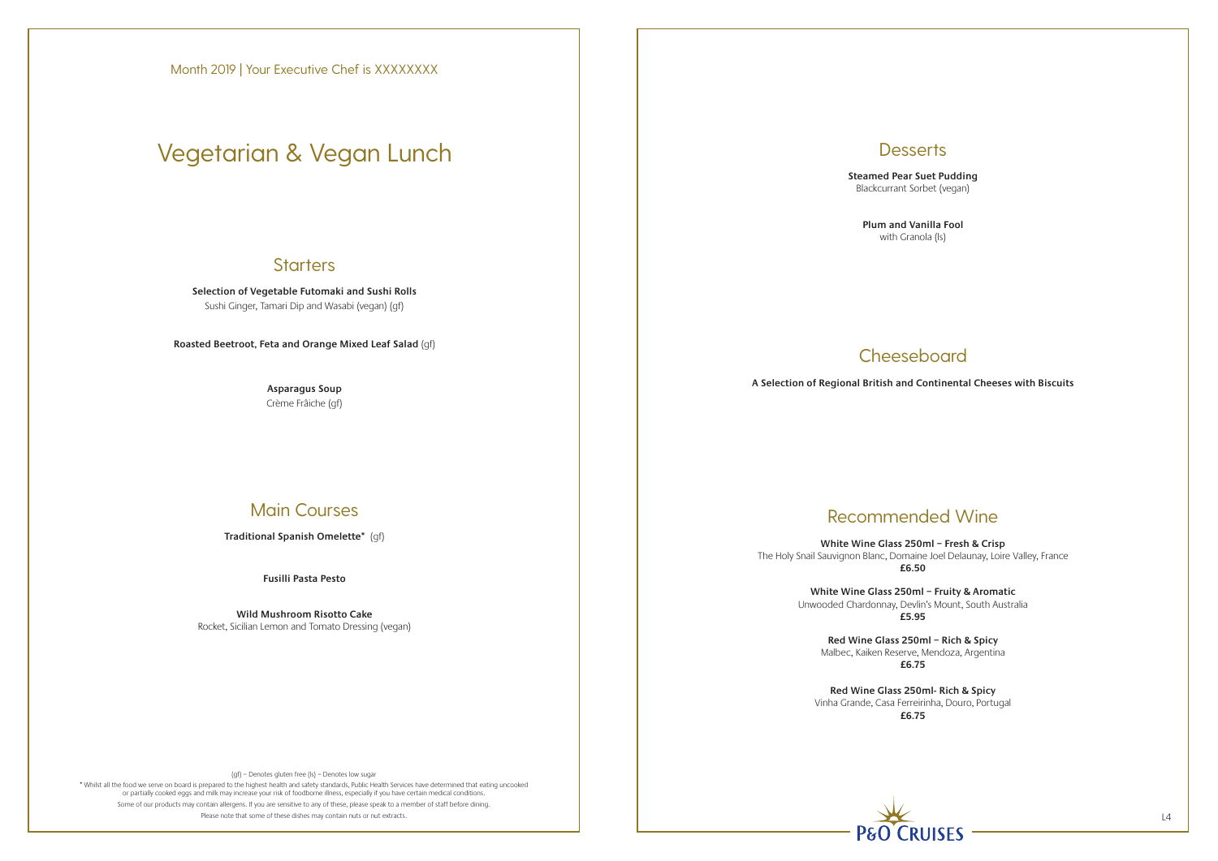Month 2019 | Your Executive Chef is XXXXXXXX

# Vegetarian & Vegan Lunch

## Starters

**Selection of Vegetable Futomaki and Sushi Rolls**
Sushi Ginger, Tamari Dip and Wasabi (vegan) (gf)

**Roasted Beetroot, Feta and Orange Mixed Leaf Salad** (gf)

**Asparagus Soup**
Crème Frâiche (gf)

## Main Courses

**Traditional Spanish Omelette*** (gf)

**Fusilli Pasta Pesto**

**Wild Mushroom Risotto Cake**
Rocket, Sicilian Lemon and Tomato Dressing (vegan)

(gf) – Denotes gluten free (ls) – Denotes low sugar

* Whilst all the food we serve on board is prepared to the highest health and safety standards, Public Health Services have determined that eating uncooked or partially cooked eggs and milk may increase your risk of foodborne illness, especially if you have certain medical conditions.

Some of our products may contain allergens. If you are sensitive to any of these, please speak to a member of staff before dining.

Please note that some of these dishes may contain nuts or nut extracts.

## Desserts

**Steamed Pear Suet Pudding**
Blackcurrant Sorbet (vegan)

**Plum and Vanilla Fool**
with Granola (ls)

## Cheeseboard

**A Selection of Regional British and Continental Cheeses with Biscuits**

## Recommended Wine

**White Wine Glass 250ml – Fresh & Crisp**
The Holy Snail Sauvignon Blanc, Domaine Joel Delaunay, Loire Valley, France
**£6.50**

**White Wine Glass 250ml – Fruity & Aromatic**
Unwooded Chardonnay, Devlin's Mount, South Australia
**£5.95**

**Red Wine Glass 250ml – Rich & Spicy**
Malbec, Kaiken Reserve, Mendoza, Argentina
**£6.75**

**Red Wine Glass 250ml- Rich & Spicy**
Vinha Grande, Casa Ferreirinha, Douro, Portugal
**£6.75**

P&O CRUISES

L4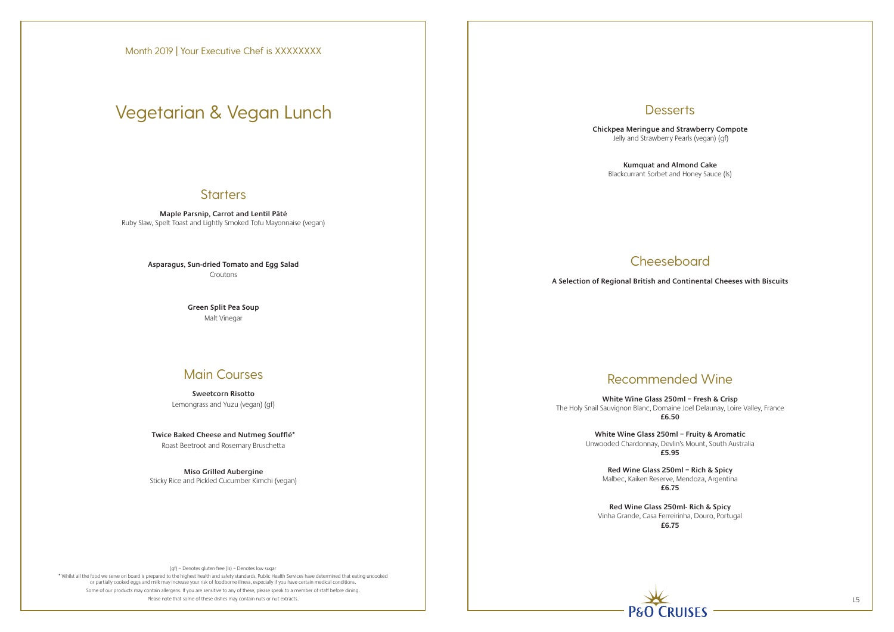Month 2019 | Your Executive Chef is XXXXXXXX

# Vegetarian & Vegan Lunch

## Starters

**Maple Parsnip, Carrot and Lentil Pâté**
Ruby Slaw, Spelt Toast and Lightly Smoked Tofu Mayonnaise (vegan)

**Asparagus, Sun-dried Tomato and Egg Salad**
Croutons

**Green Split Pea Soup**
Malt Vinegar

## Main Courses

**Sweetcorn Risotto**
Lemongrass and Yuzu (vegan) (gf)

**Twice Baked Cheese and Nutmeg Soufflé***
Roast Beetroot and Rosemary Bruschetta

**Miso Grilled Aubergine**
Sticky Rice and Pickled Cucumber Kimchi (vegan)

(gf) – Denotes gluten free (ls) – Denotes low sugar

* Whilst all the food we serve on board is prepared to the highest health and safety standards, Public Health Services have determined that eating uncooked or partially cooked eggs and milk may increase your risk of foodborne illness, especially if you have certain medical conditions.

Some of our products may contain allergens. If you are sensitive to any of these, please speak to a member of staff before dining.

Please note that some of these dishes may contain nuts or nut extracts.

## Desserts

**Chickpea Meringue and Strawberry Compote**
Jelly and Strawberry Pearls (vegan) (gf)

**Kumquat and Almond Cake**
Blackcurrant Sorbet and Honey Sauce (ls)

## Cheeseboard

**A Selection of Regional British and Continental Cheeses with Biscuits**

## Recommended Wine

**White Wine Glass 250ml – Fresh & Crisp**
The Holy Snail Sauvignon Blanc, Domaine Joel Delaunay, Loire Valley, France
**£6.50**

**White Wine Glass 250ml – Fruity & Aromatic**
Unwooded Chardonnay, Devlin's Mount, South Australia
**£5.95**

**Red Wine Glass 250ml – Rich & Spicy**
Malbec, Kaiken Reserve, Mendoza, Argentina
**£6.75**

**Red Wine Glass 250ml- Rich & Spicy**
Vinha Grande, Casa Ferreirinha, Douro, Portugal
**£6.75**

P&O CRUISES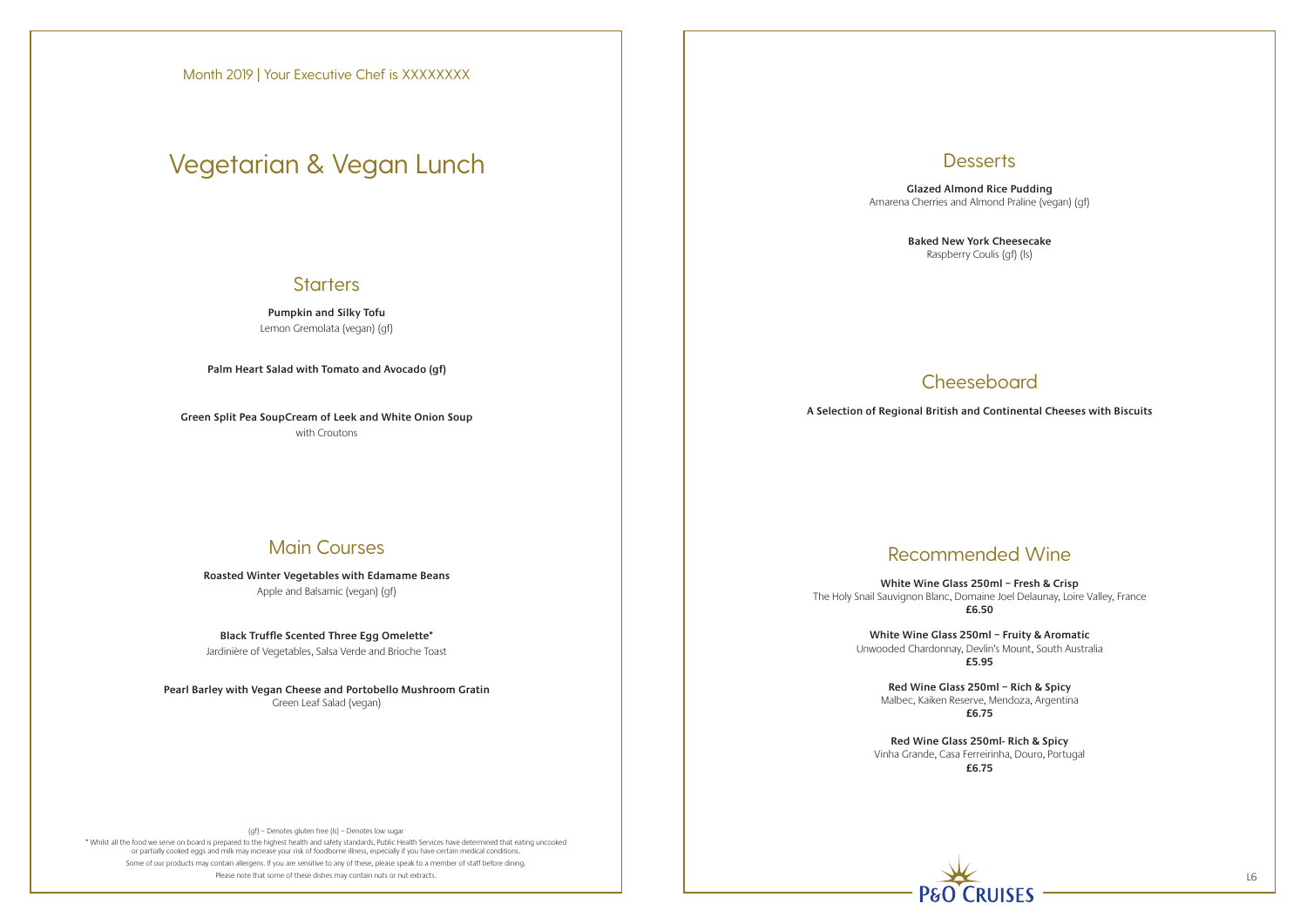Month 2019 | Your Executive Chef is XXXXXXXX

# Vegetarian & Vegan Lunch

## Starters

**Pumpkin and Silky Tofu**
Lemon Gremolata (vegan) (gf)

**Palm Heart Salad with Tomato and Avocado (gf)**

**Green Split Pea SoupCream of Leek and White Onion Soup**
with Croutons

## Main Courses

**Roasted Winter Vegetables with Edamame Beans**
Apple and Balsamic (vegan) (gf)

**Black Truffle Scented Three Egg Omelette***
Jardinière of Vegetables, Salsa Verde and Brioche Toast

**Pearl Barley with Vegan Cheese and Portobello Mushroom Gratin**
Green Leaf Salad (vegan)

(gf) – Denotes gluten free (ls) – Denotes low sugar

* Whilst all the food we serve on board is prepared to the highest health and safety standards, Public Health Services have determined that eating uncooked or partially cooked eggs and milk may increase your risk of foodborne illness, especially if you have certain medical conditions.

Some of our products may contain allergens. If you are sensitive to any of these, please speak to a member of staff before dining.

Please note that some of these dishes may contain nuts or nut extracts.

## Desserts

**Glazed Almond Rice Pudding**
Amarena Cherries and Almond Praline (vegan) (gf)

**Baked New York Cheesecake**
Raspberry Coulis (gf) (ls)

## Cheeseboard

**A Selection of Regional British and Continental Cheeses with Biscuits**

## Recommended Wine

**White Wine Glass 250ml – Fresh & Crisp**
The Holy Snail Sauvignon Blanc, Domaine Joel Delaunay, Loire Valley, France
**£6.50**

**White Wine Glass 250ml – Fruity & Aromatic**
Unwooded Chardonnay, Devlin's Mount, South Australia
**£5.95**

**Red Wine Glass 250ml – Rich & Spicy**
Malbec, Kaiken Reserve, Mendoza, Argentina
**£6.75**

**Red Wine Glass 250ml- Rich & Spicy**
Vinha Grande, Casa Ferreirinha, Douro, Portugal
**£6.75**

P&O CRUISES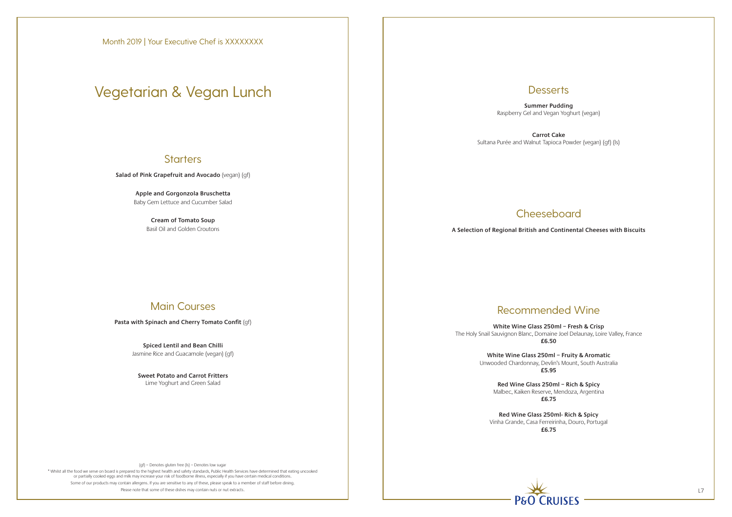Month 2019 | Your Executive Chef is XXXXXXXX

# Vegetarian & Vegan Lunch

## Starters

**Salad of Pink Grapefruit and Avocado** (vegan) (gf)

**Apple and Gorgonzola Bruschetta**
Baby Gem Lettuce and Cucumber Salad

**Cream of Tomato Soup**
Basil Oil and Golden Croutons

## Main Courses

**Pasta with Spinach and Cherry Tomato Confit** (gf)

**Spiced Lentil and Bean Chilli**
Jasmine Rice and Guacamole (vegan) (gf)

**Sweet Potato and Carrot Fritters**
Lime Yoghurt and Green Salad

(gf) – Denotes gluten free (ls) – Denotes low sugar

* Whilst all the food we serve on board is prepared to the highest health and safety standards, Public Health Services have determined that eating uncooked or partially cooked eggs and milk may increase your risk of foodborne illness, especially if you have certain medical conditions.

Some of our products may contain allergens. If you are sensitive to any of these, please speak to a member of staff before dining.

Please note that some of these dishes may contain nuts or nut extracts.

## Desserts

**Summer Pudding**
Raspberry Gel and Vegan Yoghurt (vegan)

**Carrot Cake**
Sultana Purée and Walnut Tapioca Powder (vegan) (gf) (ls)

## Cheeseboard

**A Selection of Regional British and Continental Cheeses with Biscuits**

## Recommended Wine

**White Wine Glass 250ml – Fresh & Crisp**
The Holy Snail Sauvignon Blanc, Domaine Joel Delaunay, Loire Valley, France
**£6.50**

**White Wine Glass 250ml – Fruity & Aromatic**
Unwooded Chardonnay, Devlin's Mount, South Australia
**£5.95**

**Red Wine Glass 250ml – Rich & Spicy**
Malbec, Kaiken Reserve, Mendoza, Argentina
**£6.75**

**Red Wine Glass 250ml- Rich & Spicy**
Vinha Grande, Casa Ferreirinha, Douro, Portugal
**£6.75**

P&O CRUISES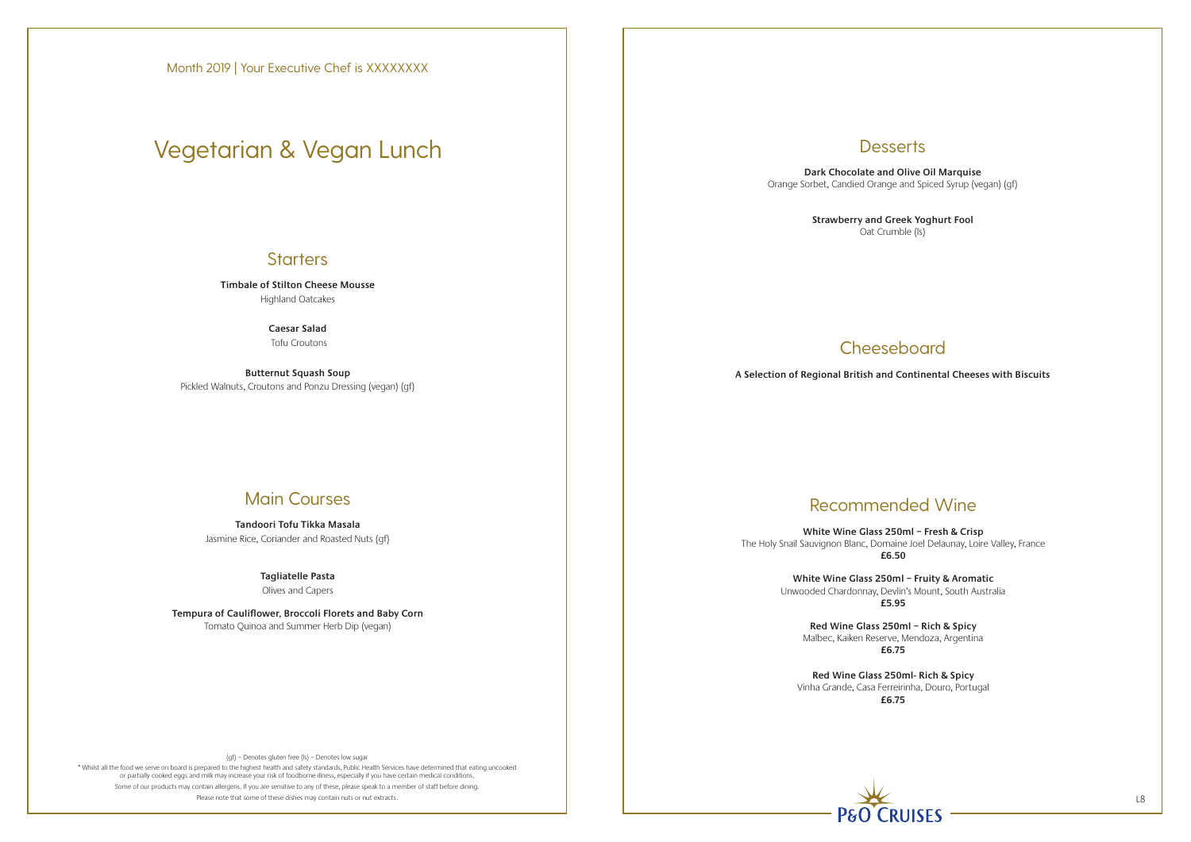Month 2019 | Your Executive Chef is XXXXXXXX

# Vegetarian & Vegan Lunch

## Starters

**Timbale of Stilton Cheese Mousse**
Highland Oatcakes

**Caesar Salad**
Tofu Croutons

**Butternut Squash Soup**
Pickled Walnuts, Croutons and Ponzu Dressing (vegan) (gf)

## Main Courses

**Tandoori Tofu Tikka Masala**
Jasmine Rice, Coriander and Roasted Nuts (gf)

**Tagliatelle Pasta**
Olives and Capers

**Tempura of Cauliflower, Broccoli Florets and Baby Corn**
Tomato Quinoa and Summer Herb Dip (vegan)

(gf) – Denotes gluten free (ls) – Denotes low sugar

* Whilst all the food we serve on board is prepared to the highest health and safety standards, Public Health Services have determined that eating uncooked or partially cooked eggs and milk may increase your risk of foodborne illness, especially if you have certain medical conditions.

Some of our products may contain allergens. If you are sensitive to any of these, please speak to a member of staff before dining.

Please note that some of these dishes may contain nuts or nut extracts.

## Desserts

**Dark Chocolate and Olive Oil Marquise**
Orange Sorbet, Candied Orange and Spiced Syrup (vegan) (gf)

**Strawberry and Greek Yoghurt Fool**
Oat Crumble (ls)

## Cheeseboard

**A Selection of Regional British and Continental Cheeses with Biscuits**

## Recommended Wine

**White Wine Glass 250ml – Fresh & Crisp**
The Holy Snail Sauvignon Blanc, Domaine Joel Delaunay, Loire Valley, France
**£6.50**

**White Wine Glass 250ml – Fruity & Aromatic**
Unwooded Chardonnay, Devlin's Mount, South Australia
**£5.95**

**Red Wine Glass 250ml – Rich & Spicy**
Malbec, Kaiken Reserve, Mendoza, Argentina
**£6.75**

**Red Wine Glass 250ml- Rich & Spicy**
Vinha Grande, Casa Ferreirinha, Douro, Portugal
**£6.75**

P&O CRUISES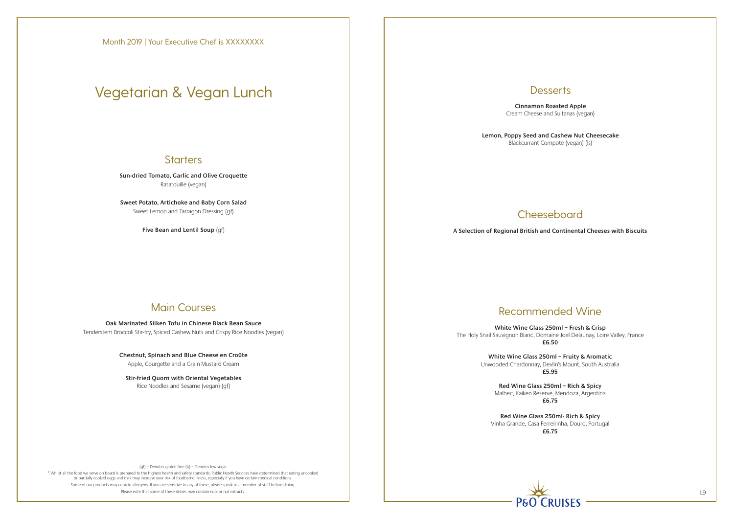Month 2019 | Your Executive Chef is XXXXXXXX

# Vegetarian & Vegan Lunch

## Starters

**Sun-dried Tomato, Garlic and Olive Croquette**
Ratatouille (vegan)

**Sweet Potato, Artichoke and Baby Corn Salad**
Sweet Lemon and Tarragon Dressing (gf)

**Five Bean and Lentil Soup** (gf)

## Main Courses

**Oak Marinated Silken Tofu in Chinese Black Bean Sauce**
Tenderstem Broccoli Stir-fry, Spiced Cashew Nuts and Crispy Rice Noodles (vegan)

**Chestnut, Spinach and Blue Cheese en Croûte**
Apple, Courgette and a Grain Mustard Cream

**Stir-fried Quorn with Oriental Vegetables**
Rice Noodles and Sesame (vegan) (gf)

(gf) – Denotes gluten free (ls) – Denotes low sugar

* Whilst all the food we serve on board is prepared to the highest health and safety standards, Public Health Services have determined that eating uncooked or partially cooked eggs and milk may increase your risk of foodborne illness, especially if you have certain medical conditions.

Some of our products may contain allergens. If you are sensitive to any of these, please speak to a member of staff before dining.

Please note that some of these dishes may contain nuts or nut extracts.

## Desserts

**Cinnamon Roasted Apple**
Cream Cheese and Sultanas (vegan)

**Lemon, Poppy Seed and Cashew Nut Cheesecake**
Blackcurrant Compote (vegan) (ls)

## Cheeseboard

**A Selection of Regional British and Continental Cheeses with Biscuits**

## Recommended Wine

**White Wine Glass 250ml – Fresh & Crisp**
The Holy Snail Sauvignon Blanc, Domaine Joel Delaunay, Loire Valley, France
**£6.50**

**White Wine Glass 250ml – Fruity & Aromatic**
Unwooded Chardonnay, Devlin's Mount, South Australia
**£5.95**

**Red Wine Glass 250ml – Rich & Spicy**
Malbec, Kaiken Reserve, Mendoza, Argentina
**£6.75**

**Red Wine Glass 250ml- Rich & Spicy**
Vinha Grande, Casa Ferreirinha, Douro, Portugal
**£6.75**

P&O CRUISES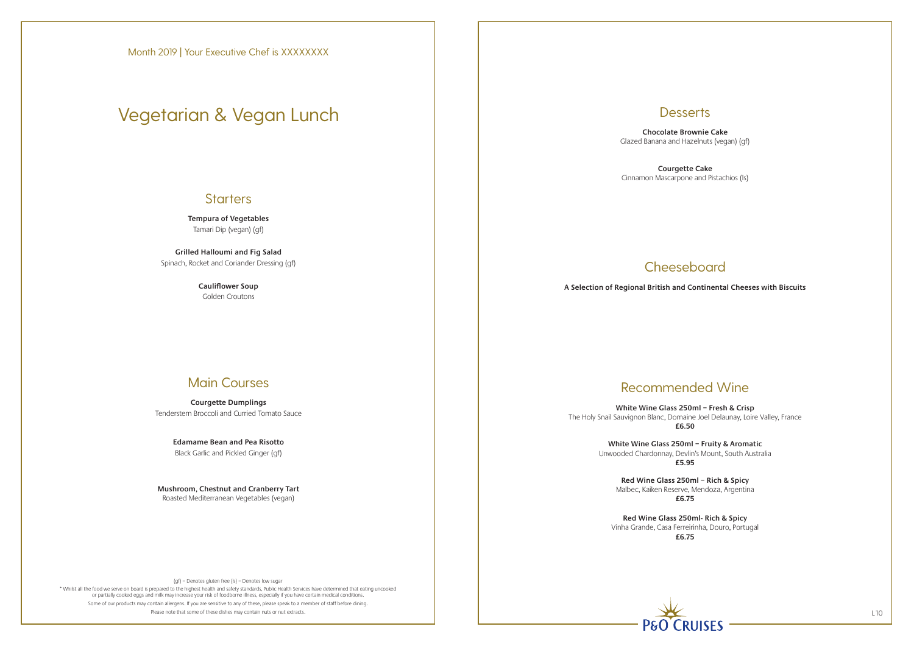Month 2019 | Your Executive Chef is XXXXXXXX

# Vegetarian & Vegan Lunch

## Starters

**Tempura of Vegetables**
Tamari Dip (vegan) (gf)

**Grilled Halloumi and Fig Salad**
Spinach, Rocket and Coriander Dressing (gf)

**Cauliflower Soup**
Golden Croutons

## Main Courses

**Courgette Dumplings**
Tenderstem Broccoli and Curried Tomato Sauce

**Edamame Bean and Pea Risotto**
Black Garlic and Pickled Ginger (gf)

**Mushroom, Chestnut and Cranberry Tart**
Roasted Mediterranean Vegetables (vegan)

(gf) – Denotes gluten free (ls) – Denotes low sugar

* Whilst all the food we serve on board is prepared to the highest health and safety standards, Public Health Services have determined that eating uncooked or partially cooked eggs and milk may increase your risk of foodborne illness, especially if you have certain medical conditions.

Some of our products may contain allergens. If you are sensitive to any of these, please speak to a member of staff before dining.

Please note that some of these dishes may contain nuts or nut extracts.

## Desserts

**Chocolate Brownie Cake**
Glazed Banana and Hazelnuts (vegan) (gf)

**Courgette Cake**
Cinnamon Mascarpone and Pistachios (ls)

## Cheeseboard

**A Selection of Regional British and Continental Cheeses with Biscuits**

## Recommended Wine

**White Wine Glass 250ml – Fresh & Crisp**
The Holy Snail Sauvignon Blanc, Domaine Joel Delaunay, Loire Valley, France
**£6.50**

**White Wine Glass 250ml – Fruity & Aromatic**
Unwooded Chardonnay, Devlin's Mount, South Australia
**£5.95**

**Red Wine Glass 250ml – Rich & Spicy**
Malbec, Kaiken Reserve, Mendoza, Argentina
**£6.75**

**Red Wine Glass 250ml- Rich & Spicy**
Vinha Grande, Casa Ferreirinha, Douro, Portugal
**£6.75**

P&O CRUISES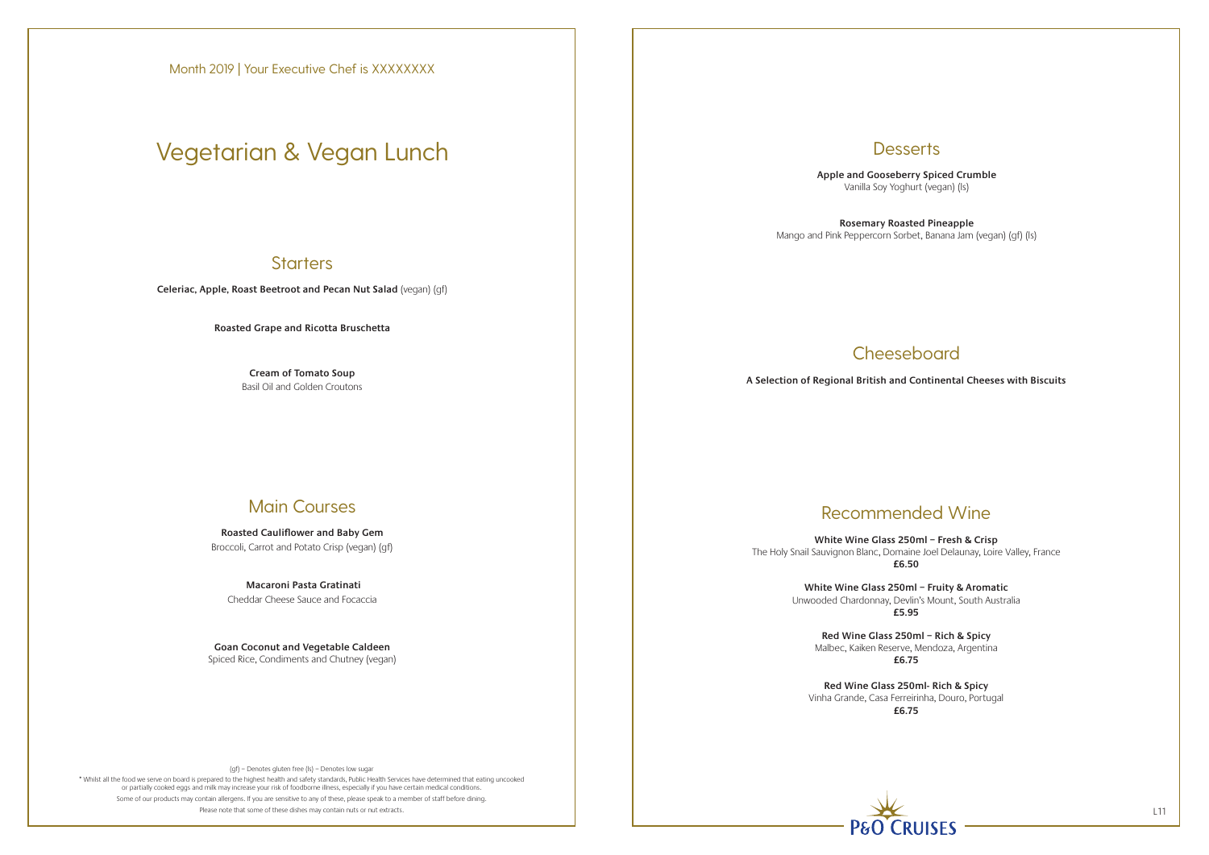Month 2019 | Your Executive Chef is XXXXXXXX

# Vegetarian & Vegan Lunch

## Starters

**Celeriac, Apple, Roast Beetroot and Pecan Nut Salad** (vegan) (gf)

**Roasted Grape and Ricotta Bruschetta**

**Cream of Tomato Soup**
Basil Oil and Golden Croutons

## Main Courses

**Roasted Cauliflower and Baby Gem**
Broccoli, Carrot and Potato Crisp (vegan) (gf)

**Macaroni Pasta Gratinati**
Cheddar Cheese Sauce and Focaccia

**Goan Coconut and Vegetable Caldeen**
Spiced Rice, Condiments and Chutney (vegan)

(gf) – Denotes gluten free (ls) – Denotes low sugar

* Whilst all the food we serve on board is prepared to the highest health and safety standards, Public Health Services have determined that eating uncooked or partially cooked eggs and milk may increase your risk of foodborne illness, especially if you have certain medical conditions.

Some of our products may contain allergens. If you are sensitive to any of these, please speak to a member of staff before dining.

Please note that some of these dishes may contain nuts or nut extracts.

## Desserts

**Apple and Gooseberry Spiced Crumble**
Vanilla Soy Yoghurt (vegan) (ls)

**Rosemary Roasted Pineapple**
Mango and Pink Peppercorn Sorbet, Banana Jam (vegan) (gf) (ls)

## Cheeseboard

**A Selection of Regional British and Continental Cheeses with Biscuits**

## Recommended Wine

**White Wine Glass 250ml – Fresh & Crisp**
The Holy Snail Sauvignon Blanc, Domaine Joel Delaunay, Loire Valley, France
**£6.50**

**White Wine Glass 250ml – Fruity & Aromatic**
Unwooded Chardonnay, Devlin's Mount, South Australia
**£5.95**

**Red Wine Glass 250ml – Rich & Spicy**
Malbec, Kaiken Reserve, Mendoza, Argentina
**£6.75**

**Red Wine Glass 250ml- Rich & Spicy**
Vinha Grande, Casa Ferreirinha, Douro, Portugal
**£6.75**

P&O CRUISES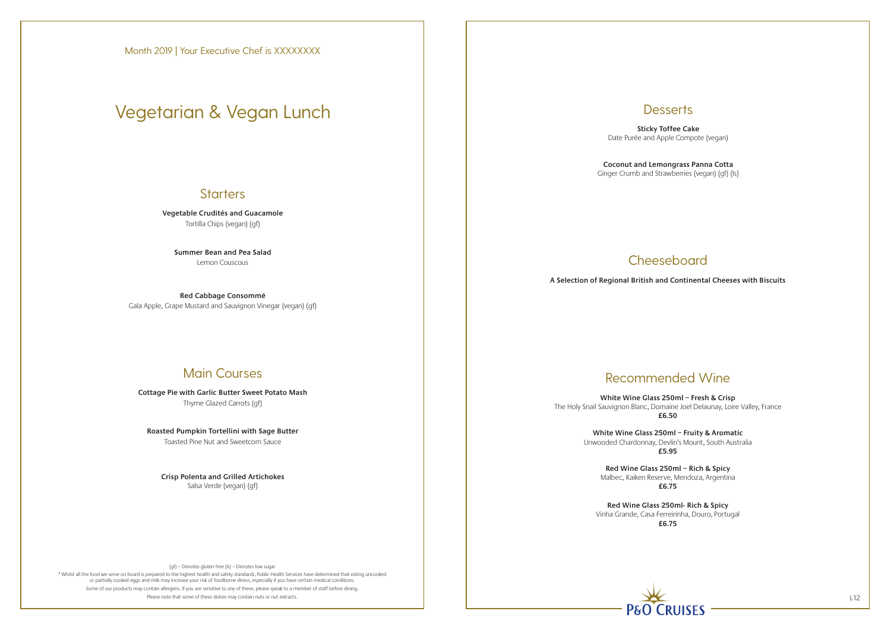Month 2019 | Your Executive Chef is XXXXXXXX

# Vegetarian & Vegan Lunch

## Starters

**Vegetable Crudités and Guacamole**
Tortilla Chips (vegan) (gf)

**Summer Bean and Pea Salad**
Lemon Couscous

**Red Cabbage Consommé**
Gala Apple, Grape Mustard and Sauvignon Vinegar (vegan) (gf)

## Main Courses

**Cottage Pie with Garlic Butter Sweet Potato Mash**
Thyme Glazed Carrots (gf)

**Roasted Pumpkin Tortellini with Sage Butter**
Toasted Pine Nut and Sweetcorn Sauce

**Crisp Polenta and Grilled Artichokes**
Salsa Verde (vegan) (gf)

(gf) – Denotes gluten free (ls) – Denotes low sugar

* Whilst all the food we serve on board is prepared to the highest health and safety standards, Public Health Services have determined that eating uncooked or partially cooked eggs and milk may increase your risk of foodborne illness, especially if you have certain medical conditions.

Some of our products may contain allergens. If you are sensitive to any of these, please speak to a member of staff before dining.

Please note that some of these dishes may contain nuts or nut extracts.

## Desserts

**Sticky Toffee Cake**
Date Purée and Apple Compote (vegan)

**Coconut and Lemongrass Panna Cotta**
Ginger Crumb and Strawberries (vegan) (gf) (ls)

## Cheeseboard

**A Selection of Regional British and Continental Cheeses with Biscuits**

## Recommended Wine

**White Wine Glass 250ml – Fresh & Crisp**
The Holy Snail Sauvignon Blanc, Domaine Joel Delaunay, Loire Valley, France
**£6.50**

**White Wine Glass 250ml – Fruity & Aromatic**
Unwooded Chardonnay, Devlin's Mount, South Australia
**£5.95**

**Red Wine Glass 250ml – Rich & Spicy**
Malbec, Kaiken Reserve, Mendoza, Argentina
**£6.75**

**Red Wine Glass 250ml- Rich & Spicy**
Vinha Grande, Casa Ferreirinha, Douro, Portugal
**£6.75**

P&O CRUISES

L12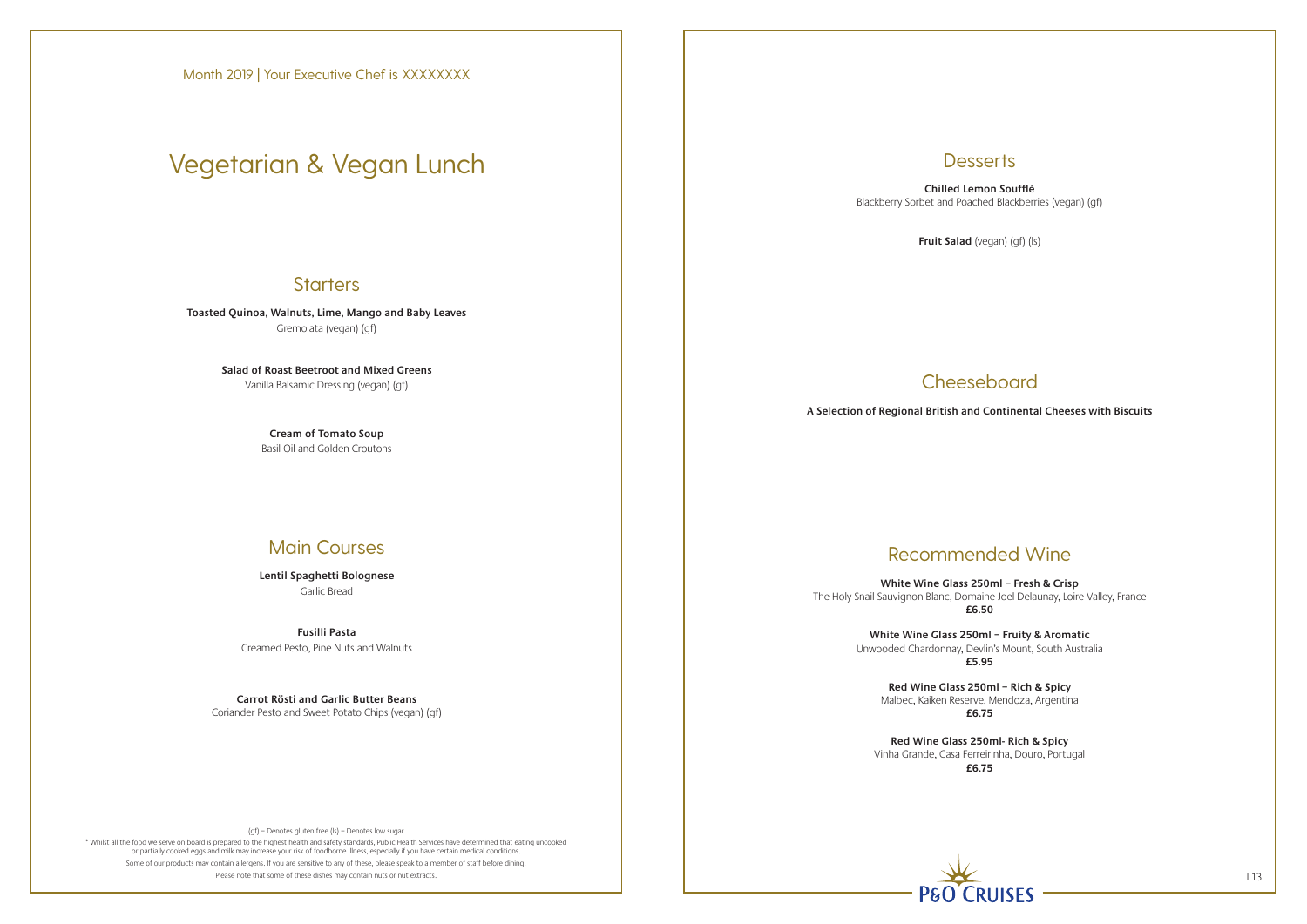Month 2019 | Your Executive Chef is XXXXXXXX

# Vegetarian & Vegan Lunch

## Starters

**Toasted Quinoa, Walnuts, Lime, Mango and Baby Leaves**
Gremolata (vegan) (gf)

**Salad of Roast Beetroot and Mixed Greens**
Vanilla Balsamic Dressing (vegan) (gf)

**Cream of Tomato Soup**
Basil Oil and Golden Croutons

## Main Courses

**Lentil Spaghetti Bolognese**
Garlic Bread

**Fusilli Pasta**
Creamed Pesto, Pine Nuts and Walnuts

**Carrot Rösti and Garlic Butter Beans**
Coriander Pesto and Sweet Potato Chips (vegan) (gf)

(gf) – Denotes gluten free (ls) – Denotes low sugar

* Whilst all the food we serve on board is prepared to the highest health and safety standards, Public Health Services have determined that eating uncooked or partially cooked eggs and milk may increase your risk of foodborne illness, especially if you have certain medical conditions.

Some of our products may contain allergens. If you are sensitive to any of these, please speak to a member of staff before dining.

Please note that some of these dishes may contain nuts or nut extracts.

## Desserts

**Chilled Lemon Soufflé**
Blackberry Sorbet and Poached Blackberries (vegan) (gf)

**Fruit Salad** (vegan) (gf) (ls)

## Cheeseboard

**A Selection of Regional British and Continental Cheeses with Biscuits**

## Recommended Wine

**White Wine Glass 250ml – Fresh & Crisp**
The Holy Snail Sauvignon Blanc, Domaine Joel Delaunay, Loire Valley, France
**£6.50**

**White Wine Glass 250ml – Fruity & Aromatic**
Unwooded Chardonnay, Devlin's Mount, South Australia
**£5.95**

**Red Wine Glass 250ml – Rich & Spicy**
Malbec, Kaiken Reserve, Mendoza, Argentina
**£6.75**

**Red Wine Glass 250ml- Rich & Spicy**
Vinha Grande, Casa Ferreirinha, Douro, Portugal
**£6.75**

P&O CRUISES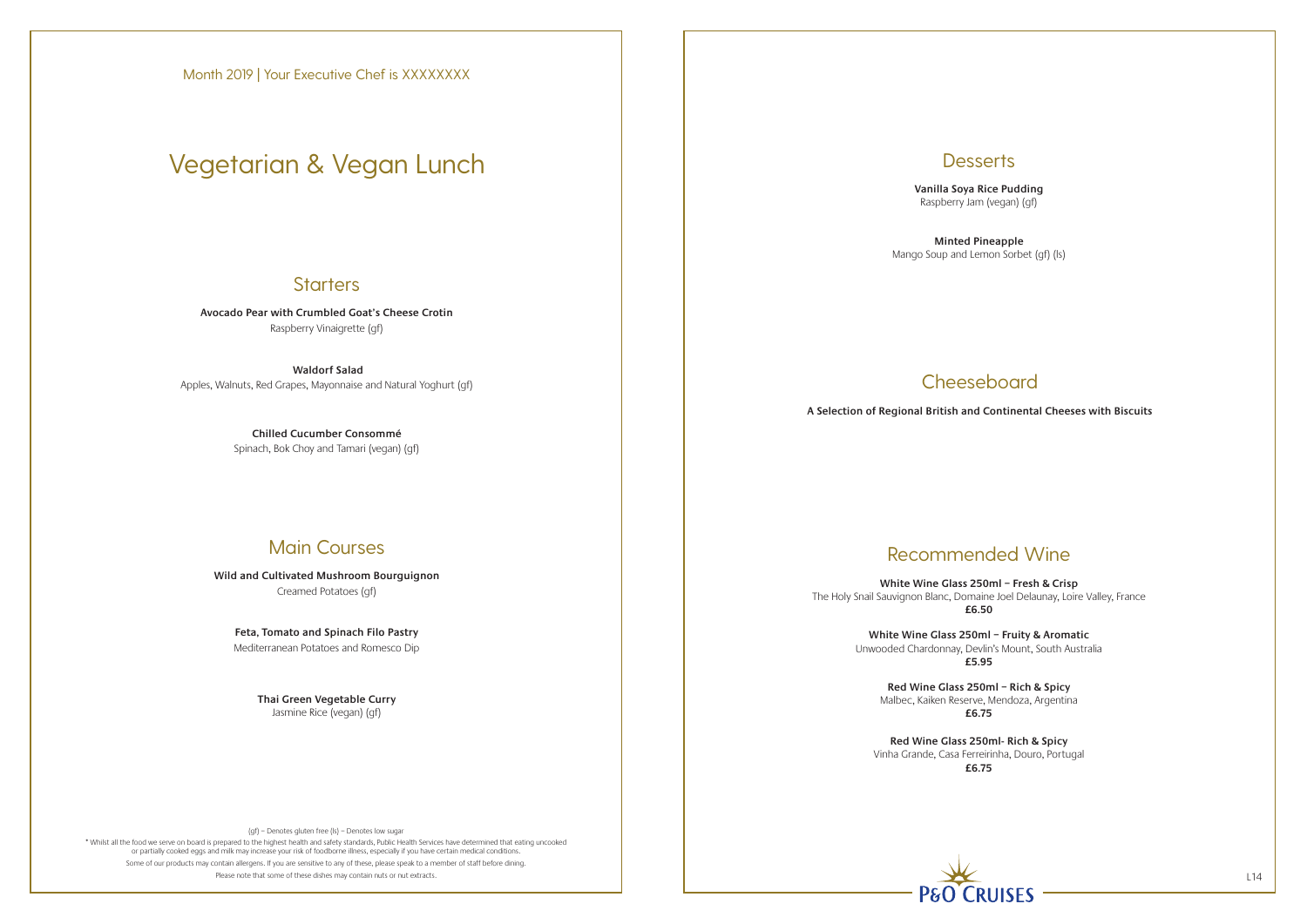Month 2019 | Your Executive Chef is XXXXXXXX

# Vegetarian & Vegan Lunch

## Starters

**Avocado Pear with Crumbled Goat's Cheese Crotin**
Raspberry Vinaigrette (gf)

**Waldorf Salad**
Apples, Walnuts, Red Grapes, Mayonnaise and Natural Yoghurt (gf)

**Chilled Cucumber Consommé**
Spinach, Bok Choy and Tamari (vegan) (gf)

## Main Courses

**Wild and Cultivated Mushroom Bourguignon**
Creamed Potatoes (gf)

**Feta, Tomato and Spinach Filo Pastry**
Mediterranean Potatoes and Romesco Dip

**Thai Green Vegetable Curry**
Jasmine Rice (vegan) (gf)

(gf) – Denotes gluten free (ls) – Denotes low sugar

* Whilst all the food we serve on board is prepared to the highest health and safety standards, Public Health Services have determined that eating uncooked or partially cooked eggs and milk may increase your risk of foodborne illness, especially if you have certain medical conditions.

Some of our products may contain allergens. If you are sensitive to any of these, please speak to a member of staff before dining.

Please note that some of these dishes may contain nuts or nut extracts.

## Desserts

**Vanilla Soya Rice Pudding**
Raspberry Jam (vegan) (gf)

**Minted Pineapple**
Mango Soup and Lemon Sorbet (gf) (ls)

## Cheeseboard

**A Selection of Regional British and Continental Cheeses with Biscuits**

## Recommended Wine

**White Wine Glass 250ml – Fresh & Crisp**
The Holy Snail Sauvignon Blanc, Domaine Joel Delaunay, Loire Valley, France
**£6.50**

**White Wine Glass 250ml – Fruity & Aromatic**
Unwooded Chardonnay, Devlin's Mount, South Australia
**£5.95**

**Red Wine Glass 250ml – Rich & Spicy**
Malbec, Kaiken Reserve, Mendoza, Argentina
**£6.75**

**Red Wine Glass 250ml- Rich & Spicy**
Vinha Grande, Casa Ferreirinha, Douro, Portugal
**£6.75**

P&O CRUISES

L14